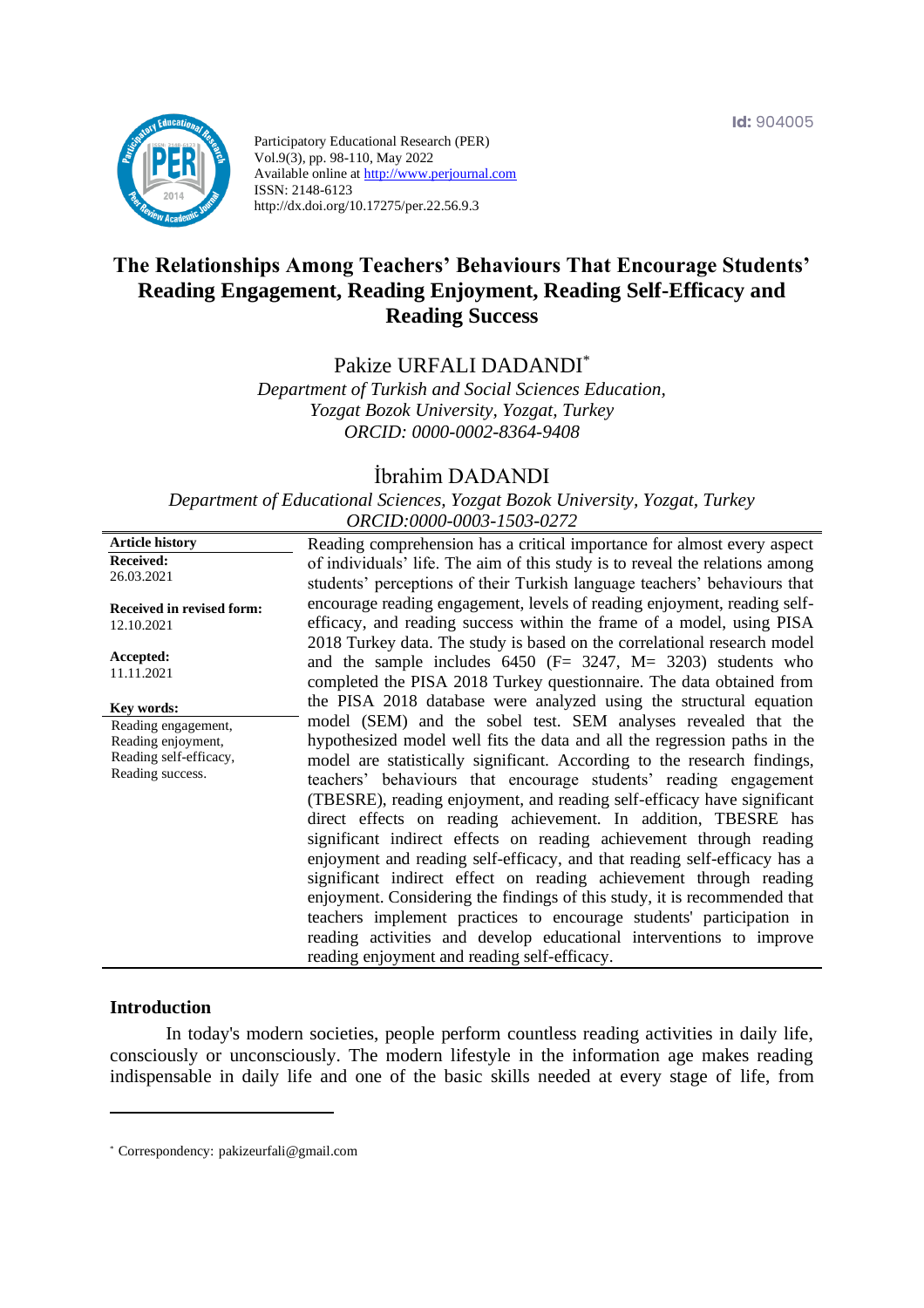Id: 904005

Participatory Educational Research (PER)
Vol.9(3), pp. 98-110, May 2022
Available online at http://www.perjournal.com
ISSN: 2148-6123
http://dx.doi.org/10.17275/per.22.56.9.3

# The Relationships Among Teachers' Behaviours That Encourage Students' Reading Engagement, Reading Enjoyment, Reading Self-Efficacy and Reading Success

**Pakize URFALI DADANDI***

*Department of Turkish and Social Sciences Education, Yozgat Bozok University, Yozgat, Turkey*
*ORCID: 0000-0002-8364-9408*

**İbrahim DADANDI**

*Department of Educational Sciences, Yozgat Bozok University, Yozgat, Turkey*
*ORCID:0000-0003-1503-0272*

**Article history**

**Received:**
26.03.2021

**Received in revised form:**
12.10.2021

**Accepted:**
11.11.2021

**Key words:**
Reading engagement,
Reading enjoyment,
Reading self-efficacy,
Reading success.

Reading comprehension has a critical importance for almost every aspect of individuals' life. The aim of this study is to reveal the relations among students' perceptions of their Turkish language teachers' behaviours that encourage reading engagement, levels of reading enjoyment, reading self-efficacy, and reading success within the frame of a model, using PISA 2018 Turkey data. The study is based on the correlational research model and the sample includes 6450 (F= 3247, M= 3203) students who completed the PISA 2018 Turkey questionnaire. The data obtained from the PISA 2018 database were analyzed using the structural equation model (SEM) and the sobel test. SEM analyses revealed that the hypothesized model well fits the data and all the regression paths in the model are statistically significant. According to the research findings, teachers' behaviours that encourage students' reading engagement (TBESRE), reading enjoyment, and reading self-efficacy have significant direct effects on reading achievement. In addition, TBESRE has significant indirect effects on reading achievement through reading enjoyment and reading self-efficacy, and that reading self-efficacy has a significant indirect effect on reading achievement through reading enjoyment. Considering the findings of this study, it is recommended that teachers implement practices to encourage students' participation in reading activities and develop educational interventions to improve reading enjoyment and reading self-efficacy.

## Introduction

In today's modern societies, people perform countless reading activities in daily life, consciously or unconsciously. The modern lifestyle in the information age makes reading indispensable in daily life and one of the basic skills needed at every stage of life, from

* Correspondency: pakizeurfali@gmail.com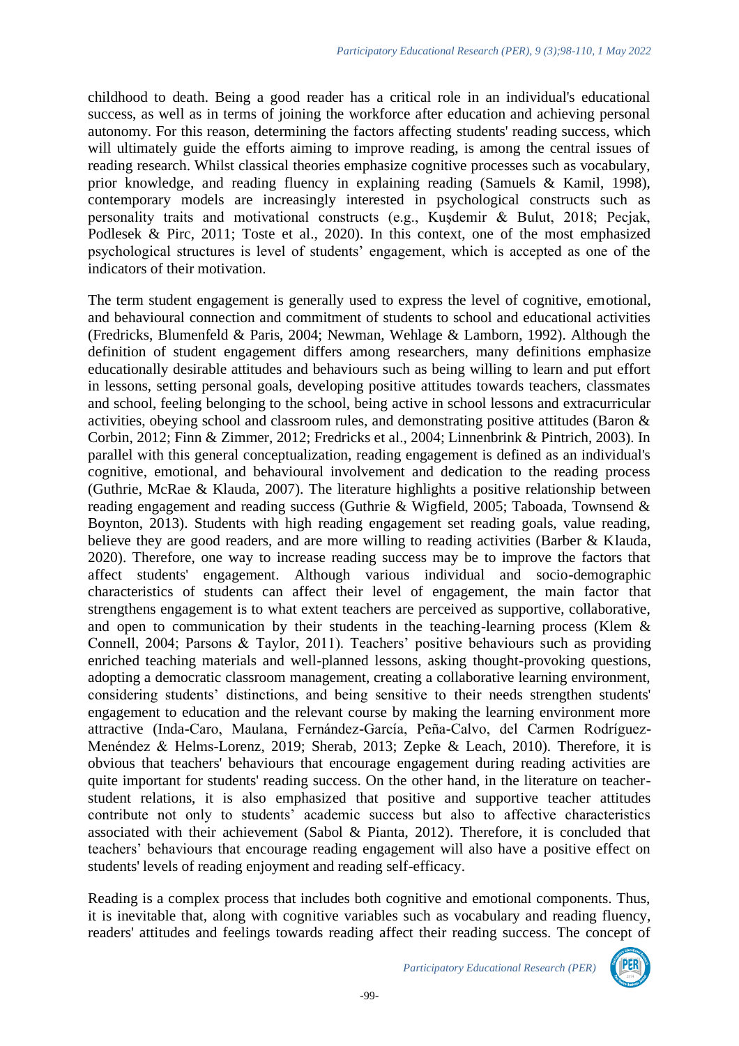childhood to death. Being a good reader has a critical role in an individual's educational success, as well as in terms of joining the workforce after education and achieving personal autonomy. For this reason, determining the factors affecting students' reading success, which will ultimately guide the efforts aiming to improve reading, is among the central issues of reading research. Whilst classical theories emphasize cognitive processes such as vocabulary, prior knowledge, and reading fluency in explaining reading (Samuels & Kamil, 1998), contemporary models are increasingly interested in psychological constructs such as personality traits and motivational constructs (e.g., Kuşdemir & Bulut, 2018; Pecjak, Podlesek & Pirc, 2011; Toste et al., 2020). In this context, one of the most emphasized psychological structures is level of students' engagement, which is accepted as one of the indicators of their motivation.

The term student engagement is generally used to express the level of cognitive, emotional, and behavioural connection and commitment of students to school and educational activities (Fredricks, Blumenfeld & Paris, 2004; Newman, Wehlage & Lamborn, 1992). Although the definition of student engagement differs among researchers, many definitions emphasize educationally desirable attitudes and behaviours such as being willing to learn and put effort in lessons, setting personal goals, developing positive attitudes towards teachers, classmates and school, feeling belonging to the school, being active in school lessons and extracurricular activities, obeying school and classroom rules, and demonstrating positive attitudes (Baron & Corbin, 2012; Finn & Zimmer, 2012; Fredricks et al., 2004; Linnenbrink & Pintrich, 2003). In parallel with this general conceptualization, reading engagement is defined as an individual's cognitive, emotional, and behavioural involvement and dedication to the reading process (Guthrie, McRae & Klauda, 2007). The literature highlights a positive relationship between reading engagement and reading success (Guthrie & Wigfield, 2005; Taboada, Townsend & Boynton, 2013). Students with high reading engagement set reading goals, value reading, believe they are good readers, and are more willing to reading activities (Barber & Klauda, 2020). Therefore, one way to increase reading success may be to improve the factors that affect students' engagement. Although various individual and socio-demographic characteristics of students can affect their level of engagement, the main factor that strengthens engagement is to what extent teachers are perceived as supportive, collaborative, and open to communication by their students in the teaching-learning process (Klem & Connell, 2004; Parsons & Taylor, 2011). Teachers' positive behaviours such as providing enriched teaching materials and well-planned lessons, asking thought-provoking questions, adopting a democratic classroom management, creating a collaborative learning environment, considering students' distinctions, and being sensitive to their needs strengthen students' engagement to education and the relevant course by making the learning environment more attractive (Inda-Caro, Maulana, Fernández-García, Peña-Calvo, del Carmen Rodríguez-Menéndez & Helms-Lorenz, 2019; Sherab, 2013; Zepke & Leach, 2010). Therefore, it is obvious that teachers' behaviours that encourage engagement during reading activities are quite important for students' reading success. On the other hand, in the literature on teacher-student relations, it is also emphasized that positive and supportive teacher attitudes contribute not only to students' academic success but also to affective characteristics associated with their achievement (Sabol & Pianta, 2012). Therefore, it is concluded that teachers' behaviours that encourage reading engagement will also have a positive effect on students' levels of reading enjoyment and reading self-efficacy.

Reading is a complex process that includes both cognitive and emotional components. Thus, it is inevitable that, along with cognitive variables such as vocabulary and reading fluency, readers' attitudes and feelings towards reading affect their reading success. The concept of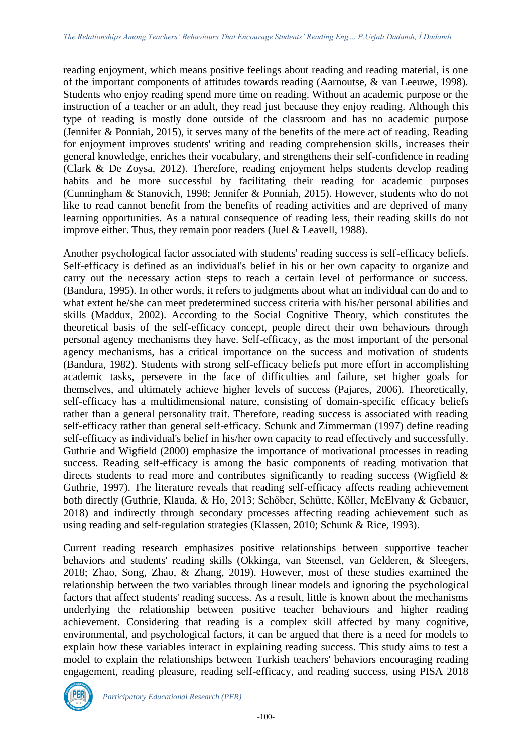reading enjoyment, which means positive feelings about reading and reading material, is one of the important components of attitudes towards reading (Aarnoutse, & van Leeuwe, 1998). Students who enjoy reading spend more time on reading. Without an academic purpose or the instruction of a teacher or an adult, they read just because they enjoy reading. Although this type of reading is mostly done outside of the classroom and has no academic purpose (Jennifer & Ponniah, 2015), it serves many of the benefits of the mere act of reading. Reading for enjoyment improves students' writing and reading comprehension skills, increases their general knowledge, enriches their vocabulary, and strengthens their self-confidence in reading (Clark & De Zoysa, 2012). Therefore, reading enjoyment helps students develop reading habits and be more successful by facilitating their reading for academic purposes (Cunningham & Stanovich, 1998; Jennifer & Ponniah, 2015). However, students who do not like to read cannot benefit from the benefits of reading activities and are deprived of many learning opportunities. As a natural consequence of reading less, their reading skills do not improve either. Thus, they remain poor readers (Juel & Leavell, 1988).

Another psychological factor associated with students' reading success is self-efficacy beliefs. Self-efficacy is defined as an individual's belief in his or her own capacity to organize and carry out the necessary action steps to reach a certain level of performance or success. (Bandura, 1995). In other words, it refers to judgments about what an individual can do and to what extent he/she can meet predetermined success criteria with his/her personal abilities and skills (Maddux, 2002). According to the Social Cognitive Theory, which constitutes the theoretical basis of the self-efficacy concept, people direct their own behaviours through personal agency mechanisms they have. Self-efficacy, as the most important of the personal agency mechanisms, has a critical importance on the success and motivation of students (Bandura, 1982). Students with strong self-efficacy beliefs put more effort in accomplishing academic tasks, persevere in the face of difficulties and failure, set higher goals for themselves, and ultimately achieve higher levels of success (Pajares, 2006). Theoretically, self-efficacy has a multidimensional nature, consisting of domain-specific efficacy beliefs rather than a general personality trait. Therefore, reading success is associated with reading self-efficacy rather than general self-efficacy. Schunk and Zimmerman (1997) define reading self-efficacy as individual's belief in his/her own capacity to read effectively and successfully. Guthrie and Wigfield (2000) emphasize the importance of motivational processes in reading success. Reading self-efficacy is among the basic components of reading motivation that directs students to read more and contributes significantly to reading success (Wigfield & Guthrie, 1997). The literature reveals that reading self-efficacy affects reading achievement both directly (Guthrie, Klauda, & Ho, 2013; Schöber, Schütte, Köller, McElvany & Gebauer, 2018) and indirectly through secondary processes affecting reading achievement such as using reading and self-regulation strategies (Klassen, 2010; Schunk & Rice, 1993).

Current reading research emphasizes positive relationships between supportive teacher behaviors and students' reading skills (Okkinga, van Steensel, van Gelderen, & Sleegers, 2018; Zhao, Song, Zhao, & Zhang, 2019). However, most of these studies examined the relationship between the two variables through linear models and ignoring the psychological factors that affect students' reading success. As a result, little is known about the mechanisms underlying the relationship between positive teacher behaviours and higher reading achievement. Considering that reading is a complex skill affected by many cognitive, environmental, and psychological factors, it can be argued that there is a need for models to explain how these variables interact in explaining reading success. This study aims to test a model to explain the relationships between Turkish teachers' behaviors encouraging reading engagement, reading pleasure, reading self-efficacy, and reading success, using PISA 2018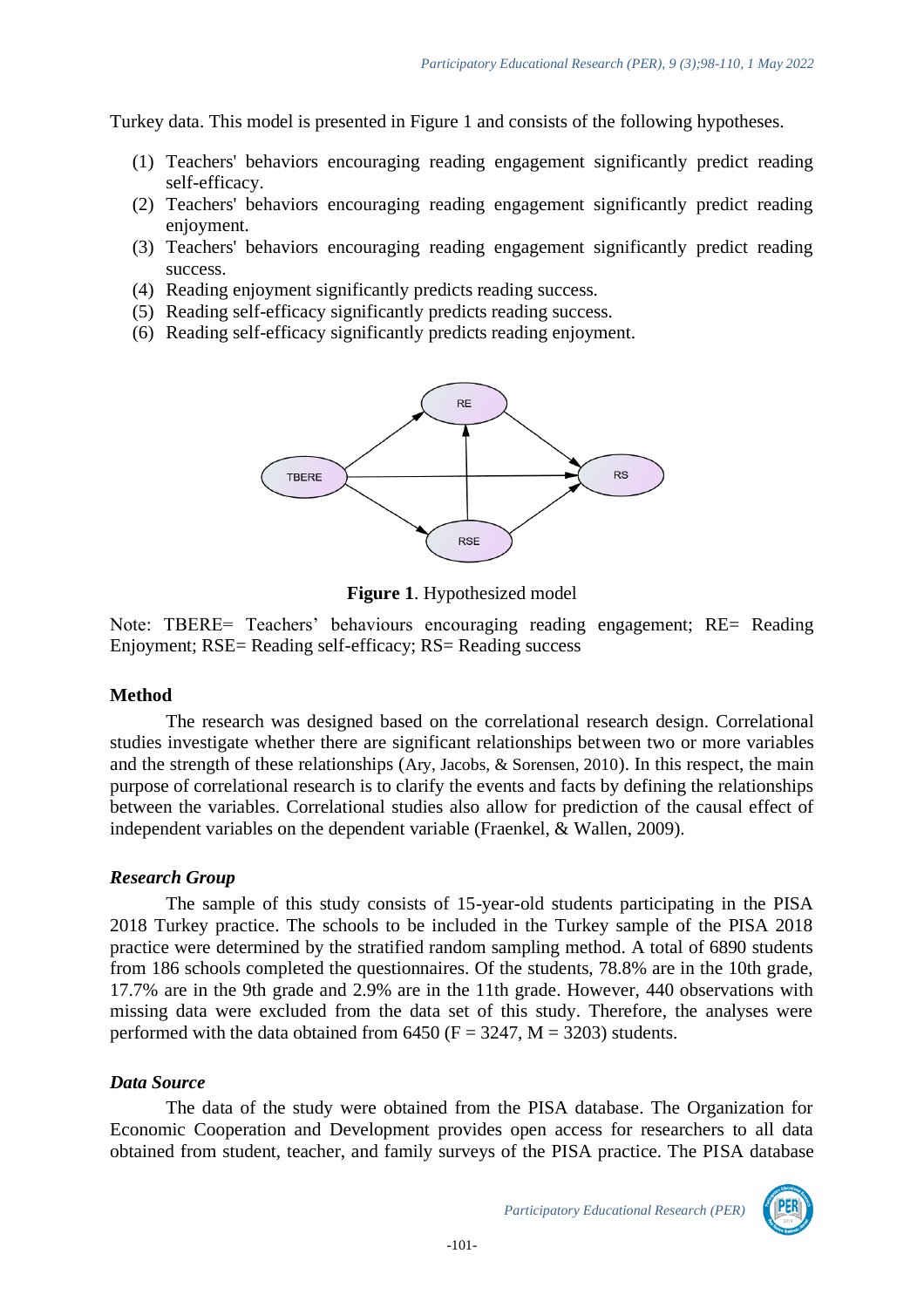Turkey data. This model is presented in Figure 1 and consists of the following hypotheses.

(1) Teachers' behaviors encouraging reading engagement significantly predict reading self-efficacy.
(2) Teachers' behaviors encouraging reading engagement significantly predict reading enjoyment.
(3) Teachers' behaviors encouraging reading engagement significantly predict reading success.
(4) Reading enjoyment significantly predicts reading success.
(5) Reading self-efficacy significantly predicts reading success.
(6) Reading self-efficacy significantly predicts reading enjoyment.

**Figure 1**. Hypothesized model

Note: TBERE= Teachers' behaviours encouraging reading engagement; RE= Reading Enjoyment; RSE= Reading self-efficacy; RS= Reading success

## Method

The research was designed based on the correlational research design. Correlational studies investigate whether there are significant relationships between two or more variables and the strength of these relationships (Ary, Jacobs, & Sorensen, 2010). In this respect, the main purpose of correlational research is to clarify the events and facts by defining the relationships between the variables. Correlational studies also allow for prediction of the causal effect of independent variables on the dependent variable (Fraenkel, & Wallen, 2009).

### *Research Group*

The sample of this study consists of 15-year-old students participating in the PISA 2018 Turkey practice. The schools to be included in the Turkey sample of the PISA 2018 practice were determined by the stratified random sampling method. A total of 6890 students from 186 schools completed the questionnaires. Of the students, 78.8% are in the 10th grade, 17.7% are in the 9th grade and 2.9% are in the 11th grade. However, 440 observations with missing data were excluded from the data set of this study. Therefore, the analyses were performed with the data obtained from 6450 (F = 3247, M = 3203) students.

### *Data Source*

The data of the study were obtained from the PISA database. The Organization for Economic Cooperation and Development provides open access for researchers to all data obtained from student, teacher, and family surveys of the PISA practice. The PISA database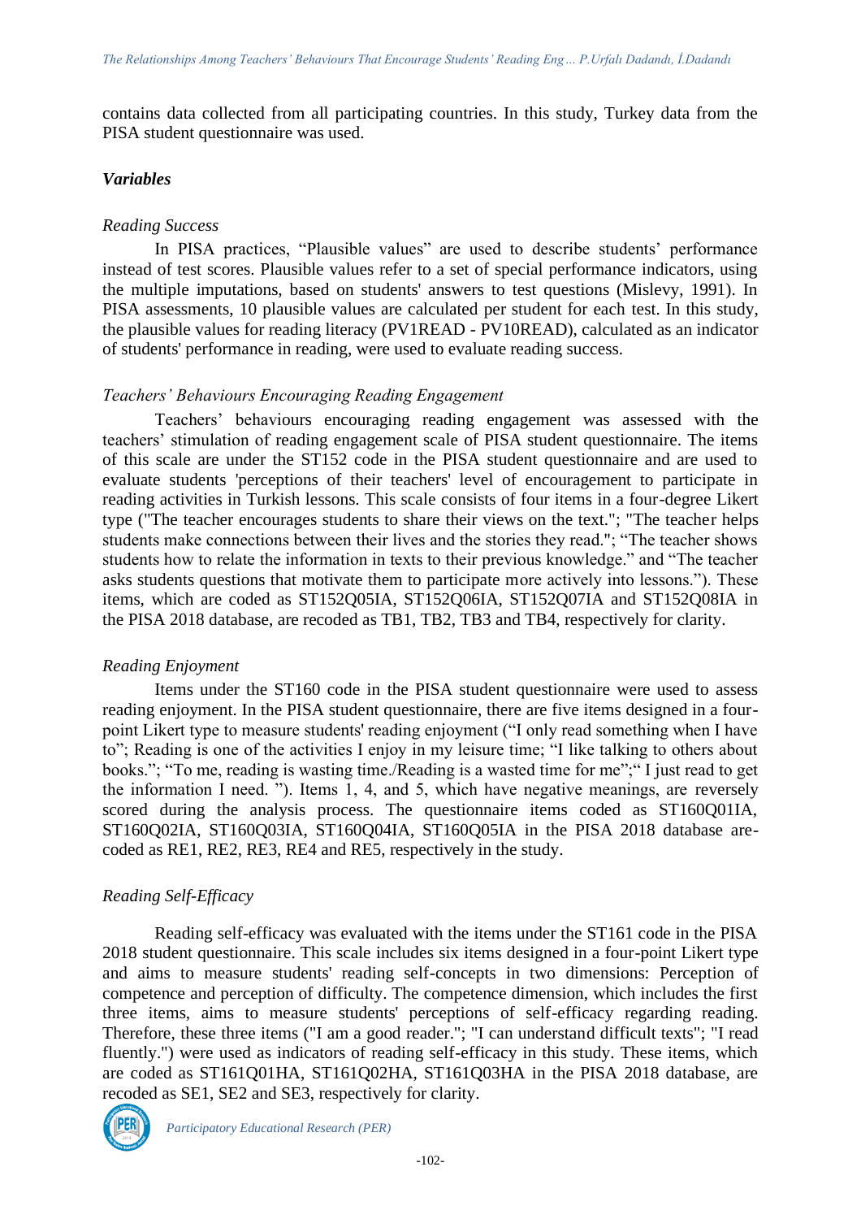contains data collected from all participating countries. In this study, Turkey data from the PISA student questionnaire was used.

### *Variables*

#### *Reading Success*

In PISA practices, "Plausible values" are used to describe students' performance instead of test scores. Plausible values refer to a set of special performance indicators, using the multiple imputations, based on students' answers to test questions (Mislevy, 1991). In PISA assessments, 10 plausible values are calculated per student for each test. In this study, the plausible values for reading literacy (PV1READ - PV10READ), calculated as an indicator of students' performance in reading, were used to evaluate reading success.

#### *Teachers' Behaviours Encouraging Reading Engagement*

Teachers' behaviours encouraging reading engagement was assessed with the teachers' stimulation of reading engagement scale of PISA student questionnaire. The items of this scale are under the ST152 code in the PISA student questionnaire and are used to evaluate students 'perceptions of their teachers' level of encouragement to participate in reading activities in Turkish lessons. This scale consists of four items in a four-degree Likert type ("The teacher encourages students to share their views on the text."; "The teacher helps students make connections between their lives and the stories they read."; "The teacher shows students how to relate the information in texts to their previous knowledge." and "The teacher asks students questions that motivate them to participate more actively into lessons."). These items, which are coded as ST152Q05IA, ST152Q06IA, ST152Q07IA and ST152Q08IA in the PISA 2018 database, are recoded as TB1, TB2, TB3 and TB4, respectively for clarity.

#### *Reading Enjoyment*

Items under the ST160 code in the PISA student questionnaire were used to assess reading enjoyment. In the PISA student questionnaire, there are five items designed in a four-point Likert type to measure students' reading enjoyment ("I only read something when I have to"; Reading is one of the activities I enjoy in my leisure time; "I like talking to others about books."; "To me, reading is wasting time./Reading is a wasted time for me";" I just read to get the information I need. "). Items 1, 4, and 5, which have negative meanings, are reversely scored during the analysis process. The questionnaire items coded as ST160Q01IA, ST160Q02IA, ST160Q03IA, ST160Q04IA, ST160Q05IA in the PISA 2018 database are-coded as RE1, RE2, RE3, RE4 and RE5, respectively in the study.

#### *Reading Self-Efficacy*

Reading self-efficacy was evaluated with the items under the ST161 code in the PISA 2018 student questionnaire. This scale includes six items designed in a four-point Likert type and aims to measure students' reading self-concepts in two dimensions: Perception of competence and perception of difficulty. The competence dimension, which includes the first three items, aims to measure students' perceptions of self-efficacy regarding reading. Therefore, these three items ("I am a good reader."; "I can understand difficult texts"; "I read fluently.") were used as indicators of reading self-efficacy in this study. These items, which are coded as ST161Q01HA, ST161Q02HA, ST161Q03HA in the PISA 2018 database, are recoded as SE1, SE2 and SE3, respectively for clarity.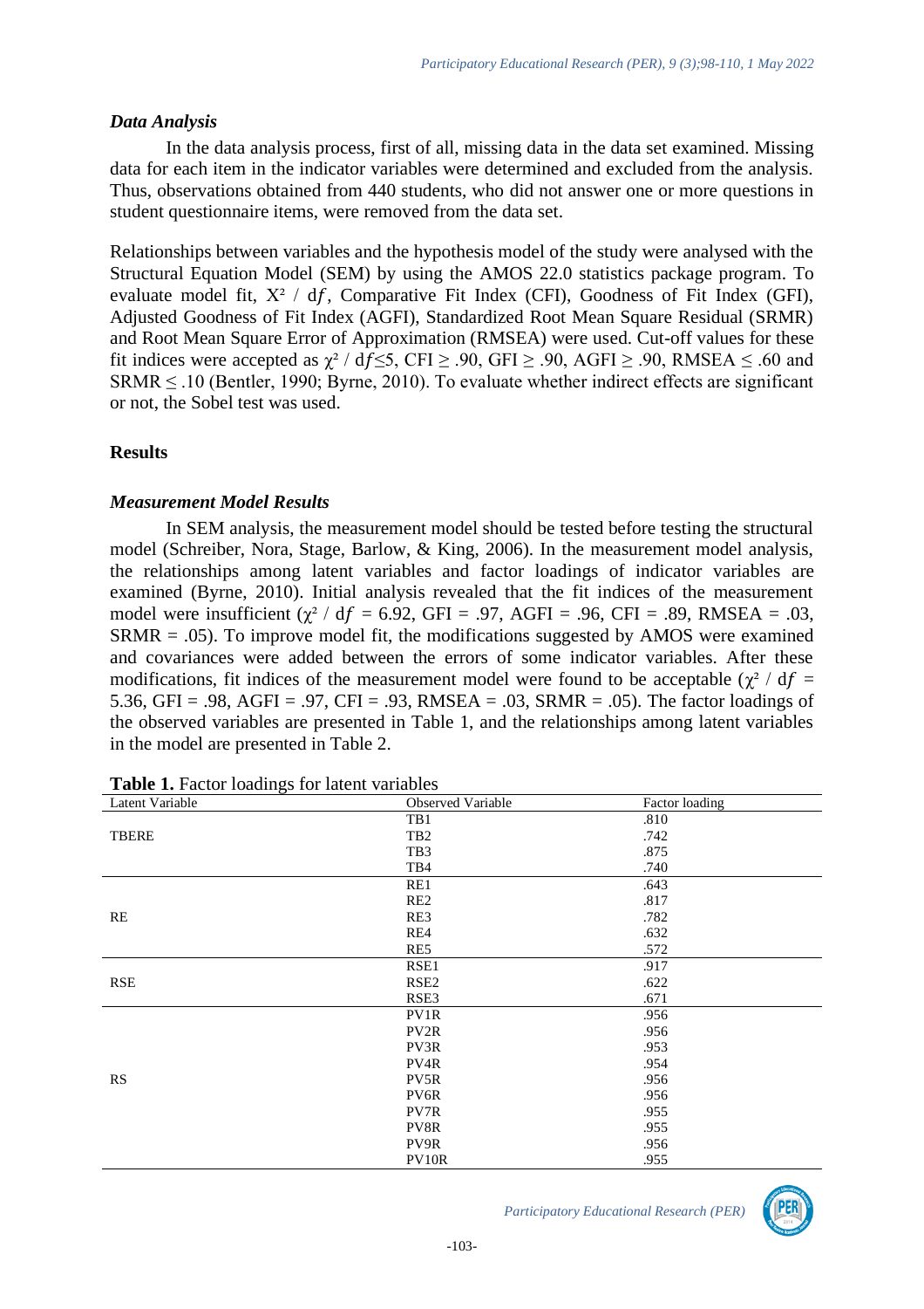### *Data Analysis*

In the data analysis process, first of all, missing data in the data set examined. Missing data for each item in the indicator variables were determined and excluded from the analysis. Thus, observations obtained from 440 students, who did not answer one or more questions in student questionnaire items, were removed from the data set.

Relationships between variables and the hypothesis model of the study were analysed with the Structural Equation Model (SEM) by using the AMOS 22.0 statistics package program. To evaluate model fit, $X^2$ / $df$, Comparative Fit Index (CFI), Goodness of Fit Index (GFI), Adjusted Goodness of Fit Index (AGFI), Standardized Root Mean Square Residual (SRMR) and Root Mean Square Error of Approximation (RMSEA) were used. Cut-off values for these fit indices were accepted as $\chi^2$ / $df \leq 5$, CFI $\geq$ .90, GFI $\geq$ .90, AGFI $\geq$ .90, RMSEA $\leq$ .60 and SRMR $\leq$ .10 (Bentler, 1990; Byrne, 2010). To evaluate whether indirect effects are significant or not, the Sobel test was used.

## Results

### *Measurement Model Results*

In SEM analysis, the measurement model should be tested before testing the structural model (Schreiber, Nora, Stage, Barlow, & King, 2006). In the measurement model analysis, the relationships among latent variables and factor loadings of indicator variables are examined (Byrne, 2010). Initial analysis revealed that the fit indices of the measurement model were insufficient ($\chi^2$ / $df$ = 6.92, GFI = .97, AGFI = .96, CFI = .89, RMSEA = .03, SRMR = .05). To improve model fit, the modifications suggested by AMOS were examined and covariances were added between the errors of some indicator variables. After these modifications, fit indices of the measurement model were found to be acceptable ($\chi^2$ / $df$ = 5.36, GFI = .98, AGFI = .97, CFI = .93, RMSEA = .03, SRMR = .05). The factor loadings of the observed variables are presented in Table 1, and the relationships among latent variables in the model are presented in Table 2.

**Table 1.** Factor loadings for latent variables

| Latent Variable | Observed Variable | Factor loading |
|---|---|---|
| TBERE | TB1 | .810 |
| | TB2 | .742 |
| | TB3 | .875 |
| | TB4 | .740 |
| RE | RE1 | .643 |
| | RE2 | .817 |
| | RE3 | .782 |
| | RE4 | .632 |
| | RE5 | .572 |
| RSE | RSE1 | .917 |
| | RSE2 | .622 |
| | RSE3 | .671 |
| RS | PV1R | .956 |
| | PV2R | .956 |
| | PV3R | .953 |
| | PV4R | .954 |
| | PV5R | .956 |
| | PV6R | .956 |
| | PV7R | .955 |
| | PV8R | .955 |
| | PV9R | .956 |
| | PV10R | .955 |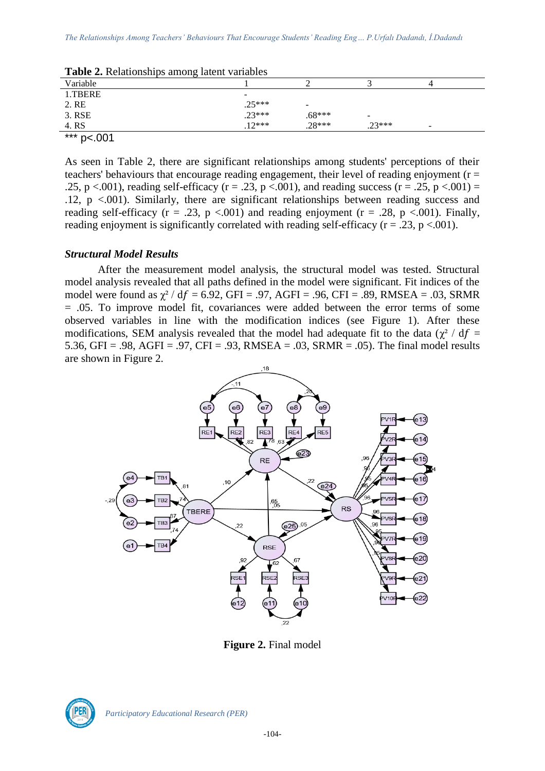**Table 2.** Relationships among latent variables

| Variable | 1 | 2 | 3 | 4 |
|---|---|---|---|---|
| 1.TBERE | - | | | |
| 2. RE | .25*** | - | | |
| 3. RSE | .23*** | .68*** | - | |
| 4. RS | .12*** | .28*** | .23*** | - |

*** p<.001

As seen in Table 2, there are significant relationships among students' perceptions of their teachers' behaviours that encourage reading engagement, their level of reading enjoyment (r = .25, p <.001), reading self-efficacy (r = .23, p <.001), and reading success (r = .25, p <.001) = .12, p <.001). Similarly, there are significant relationships between reading success and reading self-efficacy (r = .23, p <.001) and reading enjoyment (r = .28, p <.001). Finally, reading enjoyment is significantly correlated with reading self-efficacy (r = .23, p <.001).

### *Structural Model Results*

After the measurement model analysis, the structural model was tested. Structural model analysis revealed that all paths defined in the model were significant. Fit indices of the model were found as $\chi^2 / df = 6.92$, GFI = .97, AGFI = .96, CFI = .89, RMSEA = .03, SRMR = .05. To improve model fit, covariances were added between the error terms of some observed variables in line with the modification indices (see Figure 1). After these modifications, SEM analysis revealed that the model had adequate fit to the data ($\chi^2 / df = 5.36$, GFI = .98, AGFI = .97, CFI = .93, RMSEA = .03, SRMR = .05). The final model results are shown in Figure 2.

**Figure 2.** Final model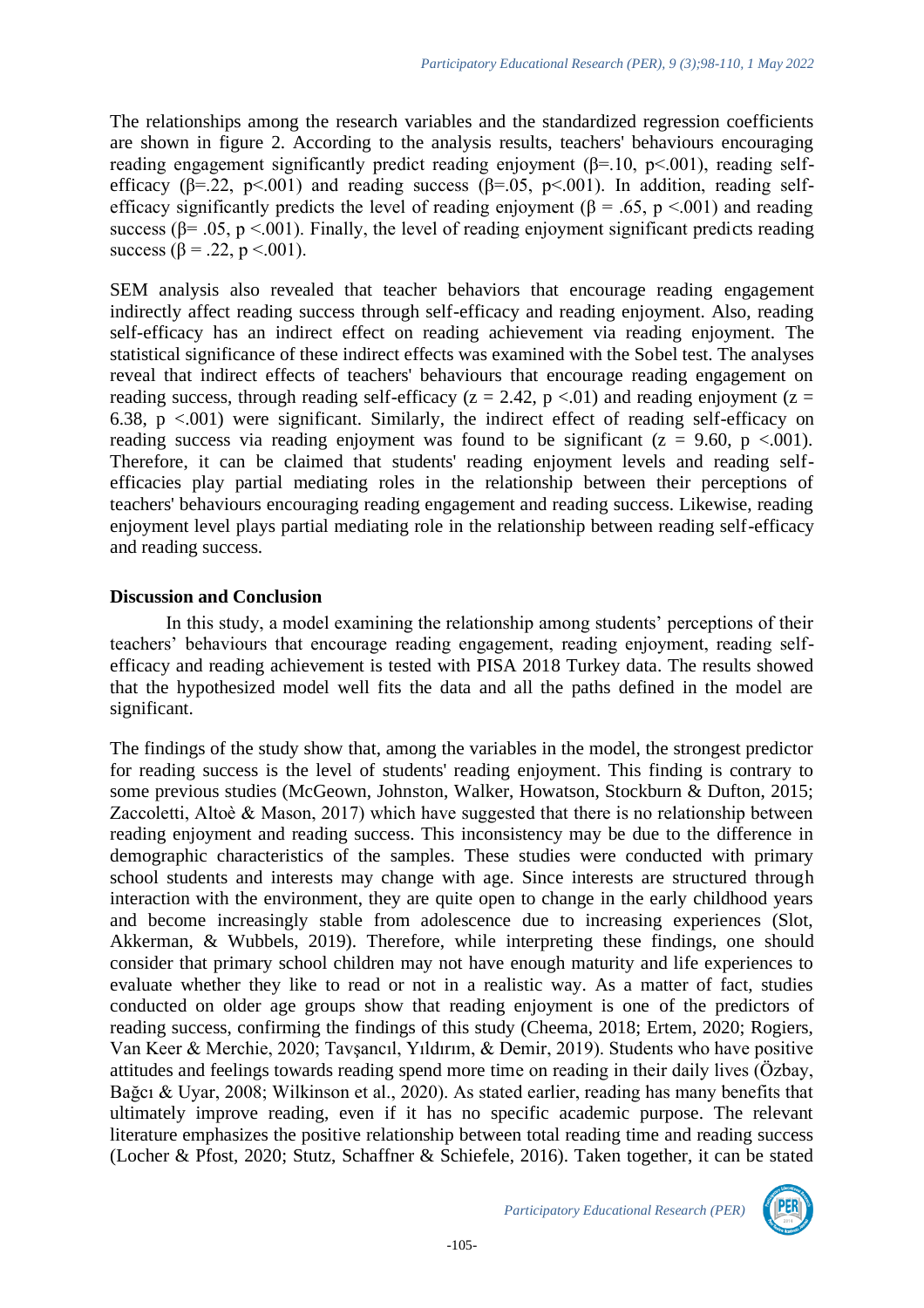The relationships among the research variables and the standardized regression coefficients are shown in figure 2. According to the analysis results, teachers' behaviours encouraging reading engagement significantly predict reading enjoyment ($\beta$=.10, $p$<.001), reading self-efficacy ($\beta$=.22, $p$<.001) and reading success ($\beta$=.05, $p$<.001). In addition, reading self-efficacy significantly predicts the level of reading enjoyment ($\beta$ = .65, $p$ <.001) and reading success ($\beta$= .05, $p$ <.001). Finally, the level of reading enjoyment significant predicts reading success ($\beta$ = .22, $p$ <.001).

SEM analysis also revealed that teacher behaviors that encourage reading engagement indirectly affect reading success through self-efficacy and reading enjoyment. Also, reading self-efficacy has an indirect effect on reading achievement via reading enjoyment. The statistical significance of these indirect effects was examined with the Sobel test. The analyses reveal that indirect effects of teachers' behaviours that encourage reading engagement on reading success, through reading self-efficacy ($z$ = 2.42, $p$ <.01) and reading enjoyment ($z$ = 6.38, $p$ <.001) were significant. Similarly, the indirect effect of reading self-efficacy on reading success via reading enjoyment was found to be significant ($z$ = 9.60, $p$ <.001). Therefore, it can be claimed that students' reading enjoyment levels and reading self-efficacies play partial mediating roles in the relationship between their perceptions of teachers' behaviours encouraging reading engagement and reading success. Likewise, reading enjoyment level plays partial mediating role in the relationship between reading self-efficacy and reading success.

## Discussion and Conclusion

In this study, a model examining the relationship among students' perceptions of their teachers' behaviours that encourage reading engagement, reading enjoyment, reading self-efficacy and reading achievement is tested with PISA 2018 Turkey data. The results showed that the hypothesized model well fits the data and all the paths defined in the model are significant.

The findings of the study show that, among the variables in the model, the strongest predictor for reading success is the level of students' reading enjoyment. This finding is contrary to some previous studies (McGeown, Johnston, Walker, Howatson, Stockburn & Dufton, 2015; Zaccoletti, Altoè & Mason, 2017) which have suggested that there is no relationship between reading enjoyment and reading success. This inconsistency may be due to the difference in demographic characteristics of the samples. These studies were conducted with primary school students and interests may change with age. Since interests are structured through interaction with the environment, they are quite open to change in the early childhood years and become increasingly stable from adolescence due to increasing experiences (Slot, Akkerman, & Wubbels, 2019). Therefore, while interpreting these findings, one should consider that primary school children may not have enough maturity and life experiences to evaluate whether they like to read or not in a realistic way. As a matter of fact, studies conducted on older age groups show that reading enjoyment is one of the predictors of reading success, confirming the findings of this study (Cheema, 2018; Ertem, 2020; Rogiers, Van Keer & Merchie, 2020; Tavşancıl, Yıldırım, & Demir, 2019). Students who have positive attitudes and feelings towards reading spend more time on reading in their daily lives (Özbay, Bağcı & Uyar, 2008; Wilkinson et al., 2020). As stated earlier, reading has many benefits that ultimately improve reading, even if it has no specific academic purpose. The relevant literature emphasizes the positive relationship between total reading time and reading success (Locher & Pfost, 2020; Stutz, Schaffner & Schiefele, 2016). Taken together, it can be stated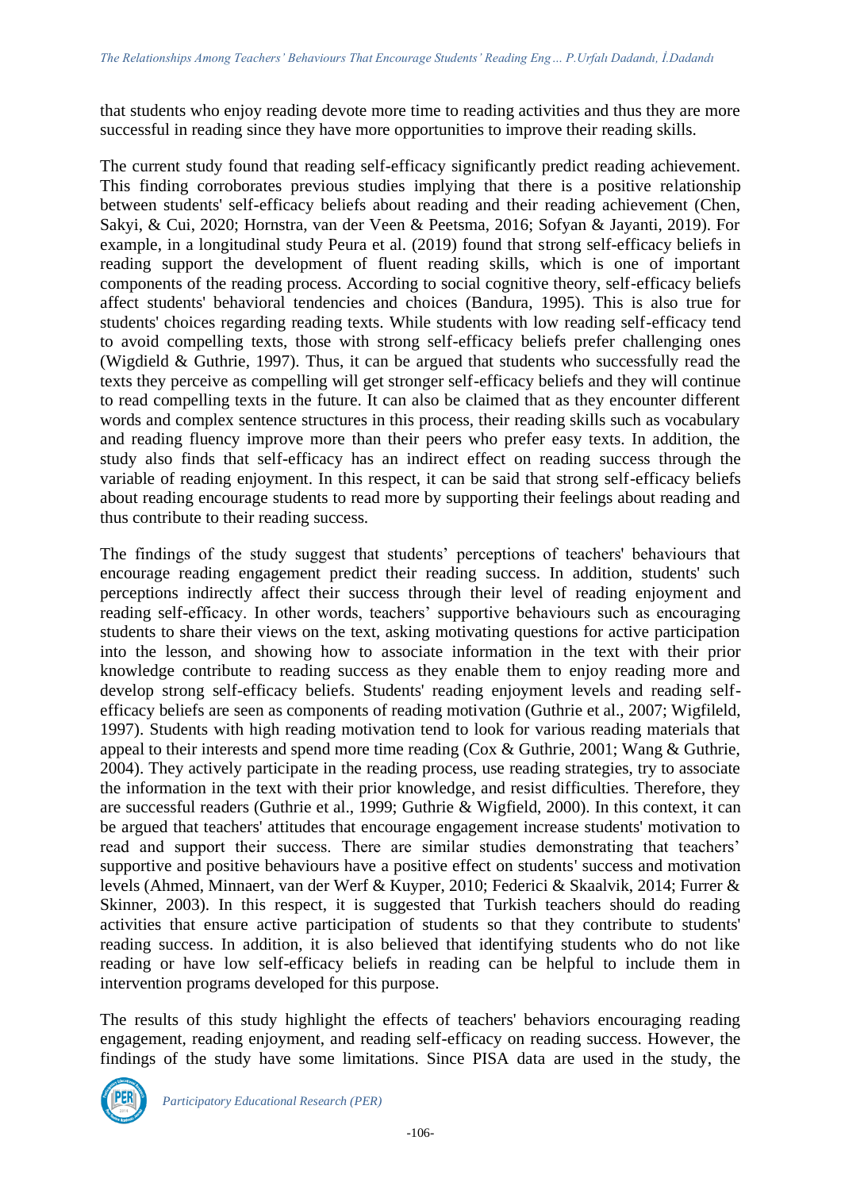that students who enjoy reading devote more time to reading activities and thus they are more successful in reading since they have more opportunities to improve their reading skills.

The current study found that reading self-efficacy significantly predict reading achievement. This finding corroborates previous studies implying that there is a positive relationship between students' self-efficacy beliefs about reading and their reading achievement (Chen, Sakyi, & Cui, 2020; Hornstra, van der Veen & Peetsma, 2016; Sofyan & Jayanti, 2019). For example, in a longitudinal study Peura et al. (2019) found that strong self-efficacy beliefs in reading support the development of fluent reading skills, which is one of important components of the reading process. According to social cognitive theory, self-efficacy beliefs affect students' behavioral tendencies and choices (Bandura, 1995). This is also true for students' choices regarding reading texts. While students with low reading self-efficacy tend to avoid compelling texts, those with strong self-efficacy beliefs prefer challenging ones (Wigdield & Guthrie, 1997). Thus, it can be argued that students who successfully read the texts they perceive as compelling will get stronger self-efficacy beliefs and they will continue to read compelling texts in the future. It can also be claimed that as they encounter different words and complex sentence structures in this process, their reading skills such as vocabulary and reading fluency improve more than their peers who prefer easy texts. In addition, the study also finds that self-efficacy has an indirect effect on reading success through the variable of reading enjoyment. In this respect, it can be said that strong self-efficacy beliefs about reading encourage students to read more by supporting their feelings about reading and thus contribute to their reading success.

The findings of the study suggest that students' perceptions of teachers' behaviours that encourage reading engagement predict their reading success. In addition, students' such perceptions indirectly affect their success through their level of reading enjoyment and reading self-efficacy. In other words, teachers' supportive behaviours such as encouraging students to share their views on the text, asking motivating questions for active participation into the lesson, and showing how to associate information in the text with their prior knowledge contribute to reading success as they enable them to enjoy reading more and develop strong self-efficacy beliefs. Students' reading enjoyment levels and reading self-efficacy beliefs are seen as components of reading motivation (Guthrie et al., 2007; Wigfileld, 1997). Students with high reading motivation tend to look for various reading materials that appeal to their interests and spend more time reading (Cox & Guthrie, 2001; Wang & Guthrie, 2004). They actively participate in the reading process, use reading strategies, try to associate the information in the text with their prior knowledge, and resist difficulties. Therefore, they are successful readers (Guthrie et al., 1999; Guthrie & Wigfield, 2000). In this context, it can be argued that teachers' attitudes that encourage engagement increase students' motivation to read and support their success. There are similar studies demonstrating that teachers' supportive and positive behaviours have a positive effect on students' success and motivation levels (Ahmed, Minnaert, van der Werf & Kuyper, 2010; Federici & Skaalvik, 2014; Furrer & Skinner, 2003). In this respect, it is suggested that Turkish teachers should do reading activities that ensure active participation of students so that they contribute to students' reading success. In addition, it is also believed that identifying students who do not like reading or have low self-efficacy beliefs in reading can be helpful to include them in intervention programs developed for this purpose.

The results of this study highlight the effects of teachers' behaviors encouraging reading engagement, reading enjoyment, and reading self-efficacy on reading success. However, the findings of the study have some limitations. Since PISA data are used in the study, the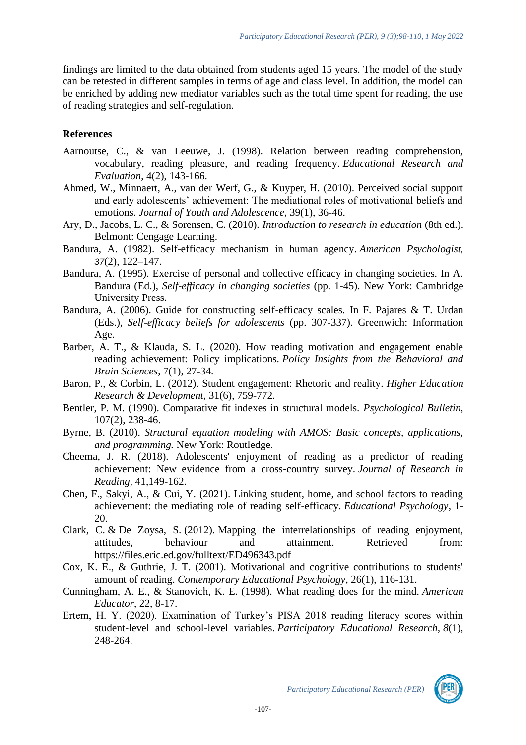findings are limited to the data obtained from students aged 15 years. The model of the study can be retested in different samples in terms of age and class level. In addition, the model can be enriched by adding new mediator variables such as the total time spent for reading, the use of reading strategies and self-regulation.

## References

Aarnoutse, C., & van Leeuwe, J. (1998). Relation between reading comprehension, vocabulary, reading pleasure, and reading frequency. *Educational Research and Evaluation*, 4(2), 143-166.

Ahmed, W., Minnaert, A., van der Werf, G., & Kuyper, H. (2010). Perceived social support and early adolescents' achievement: The mediational roles of motivational beliefs and emotions. *Journal of Youth and Adolescence*, 39(1), 36-46.

Ary, D., Jacobs, L. C., & Sorensen, C. (2010). *Introduction to research in education* (8th ed.). Belmont: Cengage Learning.

Bandura, A. (1982). Self-efficacy mechanism in human agency. *American Psychologist, 37*(2), 122–147.

Bandura, A. (1995). Exercise of personal and collective efficacy in changing societies. In A. Bandura (Ed.), *Self-efficacy in changing societies* (pp. 1-45). New York: Cambridge University Press.

Bandura, A. (2006). Guide for constructing self-efficacy scales. In F. Pajares & T. Urdan (Eds.), *Self-efficacy beliefs for adolescents* (pp. 307-337). Greenwich: Information Age.

Barber, A. T., & Klauda, S. L. (2020). How reading motivation and engagement enable reading achievement: Policy implications. *Policy Insights from the Behavioral and Brain Sciences*, 7(1), 27-34.

Baron, P., & Corbin, L. (2012). Student engagement: Rhetoric and reality. *Higher Education Research & Development*, 31(6), 759-772.

Bentler, P. M. (1990). Comparative fit indexes in structural models. *Psychological Bulletin*, 107(2), 238-46.

Byrne, B. (2010). *Structural equation modeling with AMOS: Basic concepts, applications, and programming.* New York: Routledge.

Cheema, J. R. (2018). Adolescents' enjoyment of reading as a predictor of reading achievement: New evidence from a cross-country survey. *Journal of Research in Reading*, 41,149-162.

Chen, F., Sakyi, A., & Cui, Y. (2021). Linking student, home, and school factors to reading achievement: the mediating role of reading self-efficacy. *Educational Psychology*, 1-20.

Clark, C. & De Zoysa, S. (2012). Mapping the interrelationships of reading enjoyment, attitudes, behaviour and attainment. Retrieved from: https://files.eric.ed.gov/fulltext/ED496343.pdf

Cox, K. E., & Guthrie, J. T. (2001). Motivational and cognitive contributions to students' amount of reading. *Contemporary Educational Psychology*, 26(1), 116-131.

Cunningham, A. E., & Stanovich, K. E. (1998). What reading does for the mind. *American Educator*, 22, 8-17.

Ertem, H. Y. (2020). Examination of Turkey's PISA 2018 reading literacy scores within student-level and school-level variables. *Participatory Educational Research*, *8*(1), 248-264.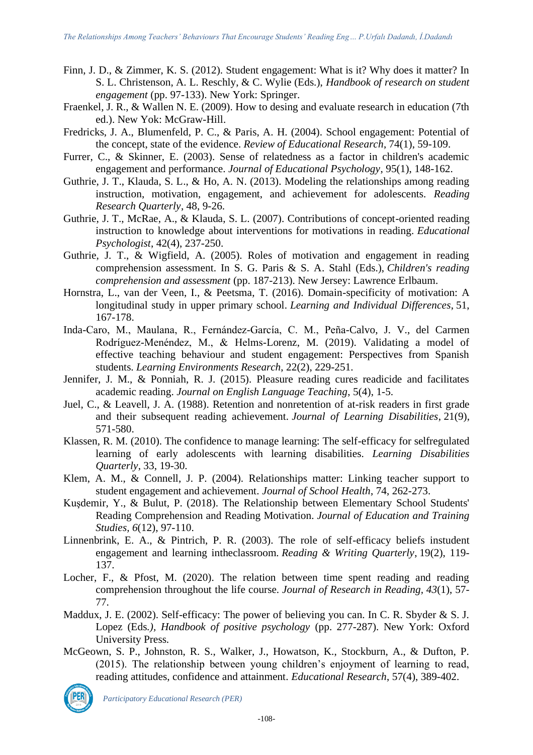Finn, J. D., & Zimmer, K. S. (2012). Student engagement: What is it? Why does it matter? In S. L. Christenson, A. L. Reschly, & C. Wylie (Eds.), *Handbook of research on student engagement* (pp. 97-133). New York: Springer.

Fraenkel, J. R., & Wallen N. E. (2009). How to desing and evaluate research in education (7th ed.). New Yok: McGraw-Hill.

Fredricks, J. A., Blumenfeld, P. C., & Paris, A. H. (2004). School engagement: Potential of the concept, state of the evidence. *Review of Educational Research*, 74(1), 59-109.

Furrer, C., & Skinner, E. (2003). Sense of relatedness as a factor in children's academic engagement and performance. *Journal of Educational Psychology*, 95(1), 148-162.

Guthrie, J. T., Klauda, S. L., & Ho, A. N. (2013). Modeling the relationships among reading instruction, motivation, engagement, and achievement for adolescents. *Reading Research Quarterly*, 48, 9-26.

Guthrie, J. T., McRae, A., & Klauda, S. L. (2007). Contributions of concept-oriented reading instruction to knowledge about interventions for motivations in reading. *Educational Psychologist*, 42(4), 237-250.

Guthrie, J. T., & Wigfield, A. (2005). Roles of motivation and engagement in reading comprehension assessment. In S. G. Paris & S. A. Stahl (Eds.), *Children's reading comprehension and assessment* (pp. 187-213). New Jersey: Lawrence Erlbaum.

Hornstra, L., van der Veen, I., & Peetsma, T. (2016). Domain-specificity of motivation: A longitudinal study in upper primary school. *Learning and Individual Differences*, 51, 167-178.

Inda-Caro, M., Maulana, R., Fernández-García, C. M., Peña-Calvo, J. V., del Carmen Rodríguez-Menéndez, M., & Helms-Lorenz, M. (2019). Validating a model of effective teaching behaviour and student engagement: Perspectives from Spanish students. *Learning Environments Research*, 22(2), 229-251.

Jennifer, J. M., & Ponniah, R. J. (2015). Pleasure reading cures readicide and facilitates academic reading. *Journal on English Language Teaching*, 5(4), 1-5.

Juel, C., & Leavell, J. A. (1988). Retention and nonretention of at-risk readers in first grade and their subsequent reading achievement. *Journal of Learning Disabilities*, 21(9), 571-580.

Klassen, R. M. (2010). The confidence to manage learning: The self-efficacy for selfregulated learning of early adolescents with learning disabilities. *Learning Disabilities Quarterly*, 33, 19-30.

Klem, A. M., & Connell, J. P. (2004). Relationships matter: Linking teacher support to student engagement and achievement. *Journal of School Health*, 74, 262-273.

Kuşdemir, Y., & Bulut, P. (2018). The Relationship between Elementary School Students' Reading Comprehension and Reading Motivation. *Journal of Education and Training Studies, 6*(12), 97-110.

Linnenbrink, E. A., & Pintrich, P. R. (2003). The role of self-efficacy beliefs instudent engagement and learning intheclassroom. *Reading & Writing Quarterly*, 19(2), 119-137.

Locher, F., & Pfost, M. (2020). The relation between time spent reading and reading comprehension throughout the life course. *Journal of Research in Reading, 43*(1), 57-77.

Maddux, J. E. (2002). Self-efficacy: The power of believing you can. In C. R. Sbyder & S. J. Lopez (Eds.*), Handbook of positive psychology* (pp. 277-287). New York: Oxford University Press.

McGeown, S. P., Johnston, R. S., Walker, J., Howatson, K., Stockburn, A., & Dufton, P. (2015). The relationship between young children's enjoyment of learning to read, reading attitudes, confidence and attainment. *Educational Research*, 57(4), 389-402.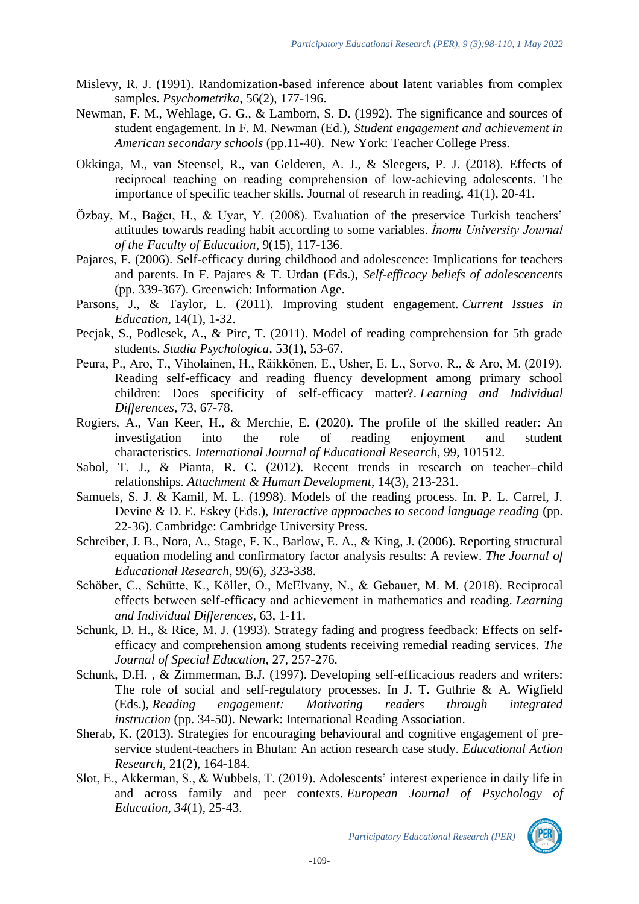Mislevy, R. J. (1991). Randomization-based inference about latent variables from complex samples. *Psychometrika*, 56(2), 177-196.

Newman, F. M., Wehlage, G. G., & Lamborn, S. D. (1992). The significance and sources of student engagement. In F. M. Newman (Ed.), *Student engagement and achievement in American secondary schools* (pp.11-40). New York: Teacher College Press.

Okkinga, M., van Steensel, R., van Gelderen, A. J., & Sleegers, P. J. (2018). Effects of reciprocal teaching on reading comprehension of low‐achieving adolescents. The importance of specific teacher skills. Journal of research in reading, 41(1), 20-41.

Özbay, M., Bağcı, H., & Uyar, Y. (2008). Evaluation of the preservice Turkish teachers' attitudes towards reading habit according to some variables. *İnonu University Journal of the Faculty of Education*, 9(15), 117-136.

Pajares, F. (2006). Self-efficacy during childhood and adolescence: Implications for teachers and parents. In F. Pajares & T. Urdan (Eds.), *Self-efficacy beliefs of adolescencents* (pp. 339-367). Greenwich: Information Age.

Parsons, J., & Taylor, L. (2011). Improving student engagement. *Current Issues in Education*, 14(1), 1-32.

Pecjak, S., Podlesek, A., & Pirc, T. (2011). Model of reading comprehension for 5th grade students. *Studia Psychologica*, 53(1), 53-67.

Peura, P., Aro, T., Viholainen, H., Räikkönen, E., Usher, E. L., Sorvo, R., & Aro, M. (2019). Reading self-efficacy and reading fluency development among primary school children: Does specificity of self-efficacy matter?. *Learning and Individual Differences*, 73, 67-78.

Rogiers, A., Van Keer, H., & Merchie, E. (2020). The profile of the skilled reader: An investigation into the role of reading enjoyment and student characteristics. *International Journal of Educational Research*, 99, 101512.

Sabol, T. J., & Pianta, R. C. (2012). Recent trends in research on teacher–child relationships. *Attachment & Human Development*, 14(3), 213-231.

Samuels, S. J. & Kamil, M. L. (1998). Models of the reading process. In. P. L. Carrel, J. Devine & D. E. Eskey (Eds.), *Interactive approaches to second language reading* (pp. 22-36). Cambridge: Cambridge University Press.

Schreiber, J. B., Nora, A., Stage, F. K., Barlow, E. A., & King, J. (2006). Reporting structural equation modeling and confirmatory factor analysis results: A review. *The Journal of Educational Research*, 99(6), 323-338.

Schöber, C., Schütte, K., Köller, O., McElvany, N., & Gebauer, M. M. (2018). Reciprocal effects between self-efficacy and achievement in mathematics and reading. *Learning and Individual Differences*, 63, 1-11.

Schunk, D. H., & Rice, M. J. (1993). Strategy fading and progress feedback: Effects on self-efficacy and comprehension among students receiving remedial reading services. *The Journal of Special Education*, 27, 257-276.

Schunk, D.H. , & Zimmerman, B.J. (1997). Developing self-efficacious readers and writers: The role of social and self-regulatory processes. In J. T. Guthrie & A. Wigfield (Eds.), *Reading engagement: Motivating readers through integrated instruction* (pp. 34-50). Newark: International Reading Association.

Sherab, K. (2013). Strategies for encouraging behavioural and cognitive engagement of pre-service student-teachers in Bhutan: An action research case study. *Educational Action Research*, 21(2), 164-184.

Slot, E., Akkerman, S., & Wubbels, T. (2019). Adolescents' interest experience in daily life in and across family and peer contexts. *European Journal of Psychology of Education*, *34*(1), 25-43.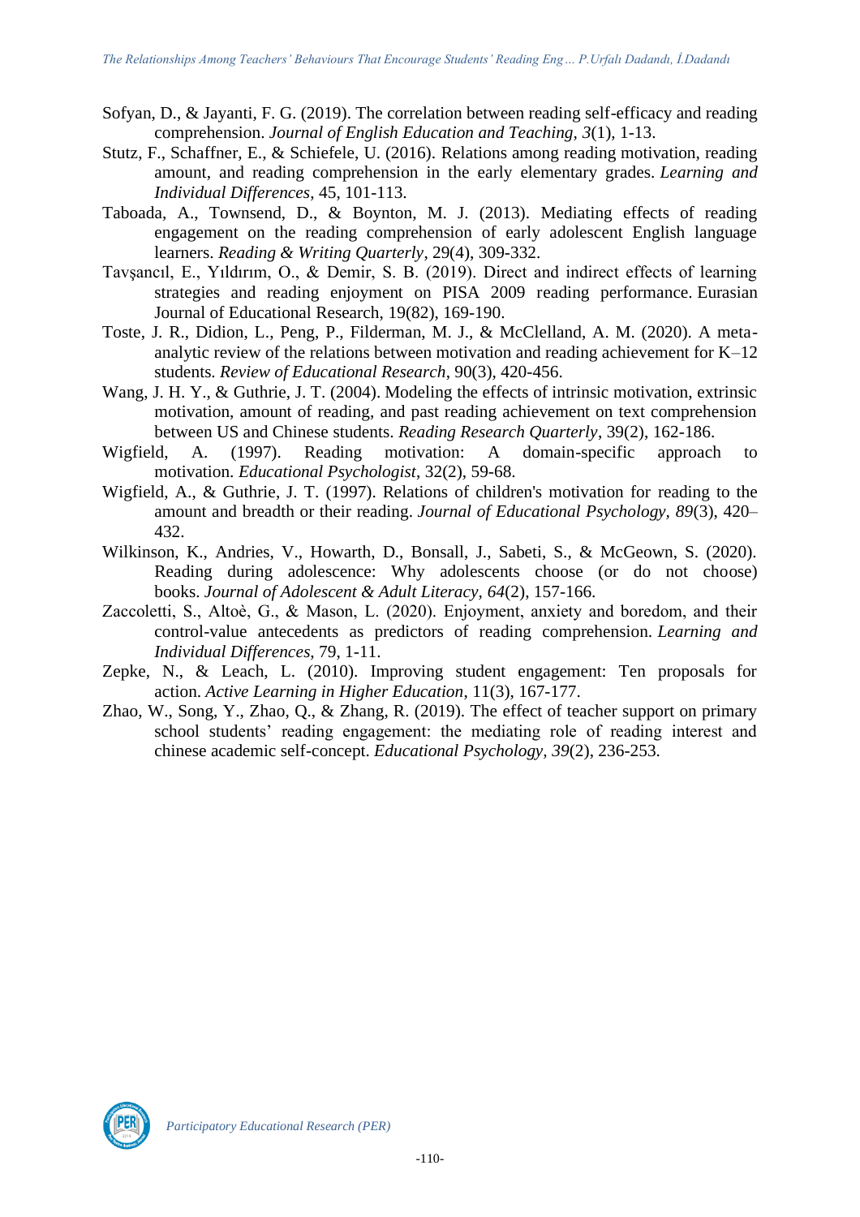Sofyan, D., & Jayanti, F. G. (2019). The correlation between reading self-efficacy and reading comprehension. *Journal of English Education and Teaching*, *3*(1), 1-13.

Stutz, F., Schaffner, E., & Schiefele, U. (2016). Relations among reading motivation, reading amount, and reading comprehension in the early elementary grades. *Learning and Individual Differences*, 45, 101-113.

Taboada, A., Townsend, D., & Boynton, M. J. (2013). Mediating effects of reading engagement on the reading comprehension of early adolescent English language learners. *Reading & Writing Quarterly*, 29(4), 309-332.

Tavşancıl, E., Yıldırım, O., & Demir, S. B. (2019). Direct and indirect effects of learning strategies and reading enjoyment on PISA 2009 reading performance. Eurasian Journal of Educational Research, 19(82), 169-190.

Toste, J. R., Didion, L., Peng, P., Filderman, M. J., & McClelland, A. M. (2020). A meta-analytic review of the relations between motivation and reading achievement for K–12 students. *Review of Educational Research*, 90(3), 420-456.

Wang, J. H. Y., & Guthrie, J. T. (2004). Modeling the effects of intrinsic motivation, extrinsic motivation, amount of reading, and past reading achievement on text comprehension between US and Chinese students. *Reading Research Quarterly*, 39(2), 162-186.

Wigfield, A. (1997). Reading motivation: A domain-specific approach to motivation. *Educational Psychologist*, 32(2), 59-68.

Wigfield, A., & Guthrie, J. T. (1997). Relations of children's motivation for reading to the amount and breadth or their reading. *Journal of Educational Psychology, 89*(3), 420–432.

Wilkinson, K., Andries, V., Howarth, D., Bonsall, J., Sabeti, S., & McGeown, S. (2020). Reading during adolescence: Why adolescents choose (or do not choose) books. *Journal of Adolescent & Adult Literacy, 64*(2), 157-166.

Zaccoletti, S., Altoè, G., & Mason, L. (2020). Enjoyment, anxiety and boredom, and their control-value antecedents as predictors of reading comprehension. *Learning and Individual Differences*, 79, 1-11.

Zepke, N., & Leach, L. (2010). Improving student engagement: Ten proposals for action. *Active Learning in Higher Education*, 11(3), 167-177.

Zhao, W., Song, Y., Zhao, Q., & Zhang, R. (2019). The effect of teacher support on primary school students' reading engagement: the mediating role of reading interest and chinese academic self-concept. *Educational Psychology*, *39*(2), 236-253.